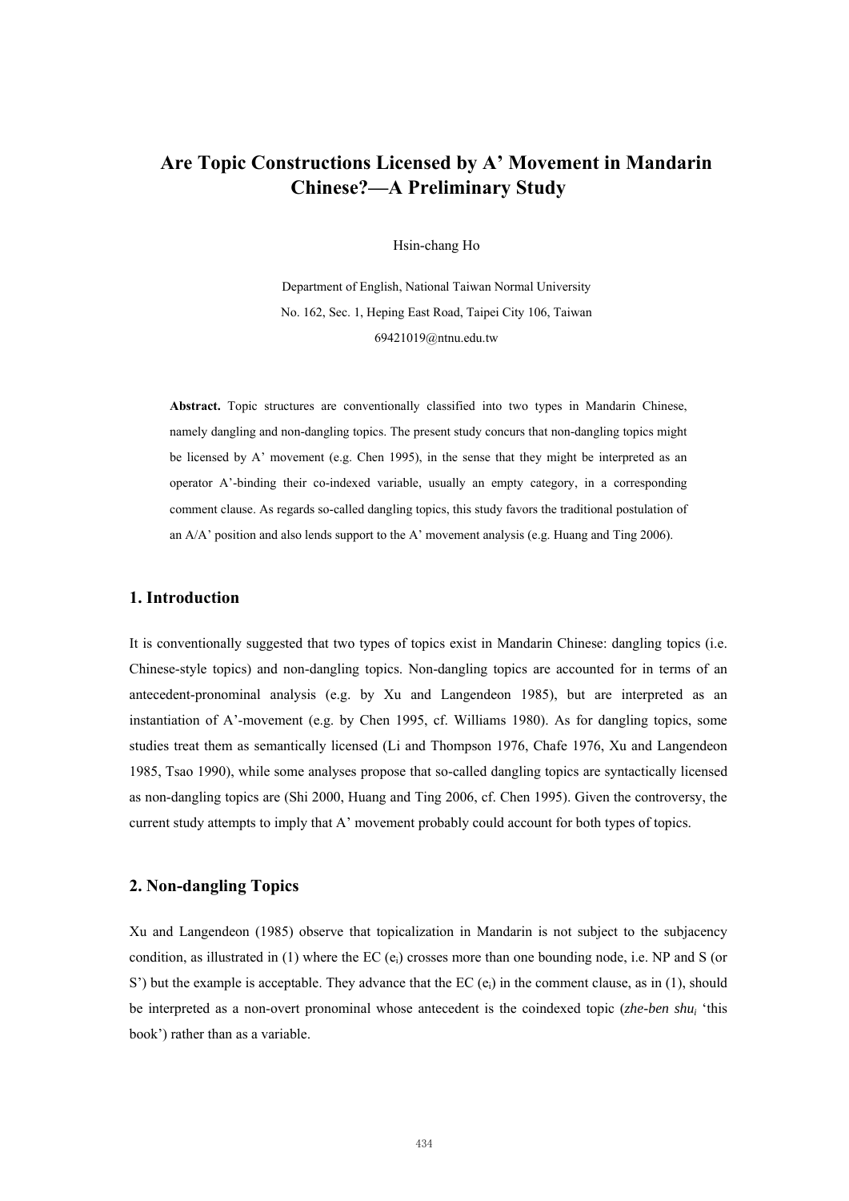# Are Topic Constructions Licensed by A' Movement in Mandarin Chinese?—A Preliminary Study

Hsin-chang Ho

Department of English, National Taiwan Normal University

No. 162, Sec. 1, Heping East Road, Taipei City 106, Taiwan

69421019@ntnu.edu.tw

**Abstract.** Topic structures are conventionally classified into two types in Mandarin Chinese, namely dangling and non-dangling topics. The present study concurs that non-dangling topics might be licensed by A' movement (e.g. Chen 1995), in the sense that they might be interpreted as an operator A'-binding their co-indexed variable, usually an empty category, in a corresponding comment clause. As regards so-called dangling topics, this study favors the traditional postulation of an A/A' position and also lends support to the A' movement analysis (e.g. Huang and Ting 2006).

## 1. Introduction

It is conventionally suggested that two types of topics exist in Mandarin Chinese: dangling topics (i.e. Chinese-style topics) and non-dangling topics. Non-dangling topics are accounted for in terms of an antecedent-pronominal analysis (e.g. by Xu and Langendeon 1985), but are interpreted as an instantiation of A'-movement (e.g. by Chen 1995, cf. Williams 1980). As for dangling topics, some studies treat them as semantically licensed (Li and Thompson 1976, Chafe 1976, Xu and Langendeon 1985, Tsao 1990), while some analyses propose that so-called dangling topics are syntactically licensed as non-dangling topics are (Shi 2000, Huang and Ting 2006, cf. Chen 1995). Given the controversy, the current study attempts to imply that A' movement probably could account for both types of topics.

## 2. Non-dangling Topics

Xu and Langendeon (1985) observe that topicalization in Mandarin is not subject to the subjacency condition, as illustrated in (1) where the EC ($e_i$) crosses more than one bounding node, i.e. NP and S (or S') but the example is acceptable. They advance that the EC ($e_i$) in the comment clause, as in (1), should be interpreted as a non-overt pronominal whose antecedent is the coindexed topic (*zhe-ben shu*$_i$ 'this book') rather than as a variable.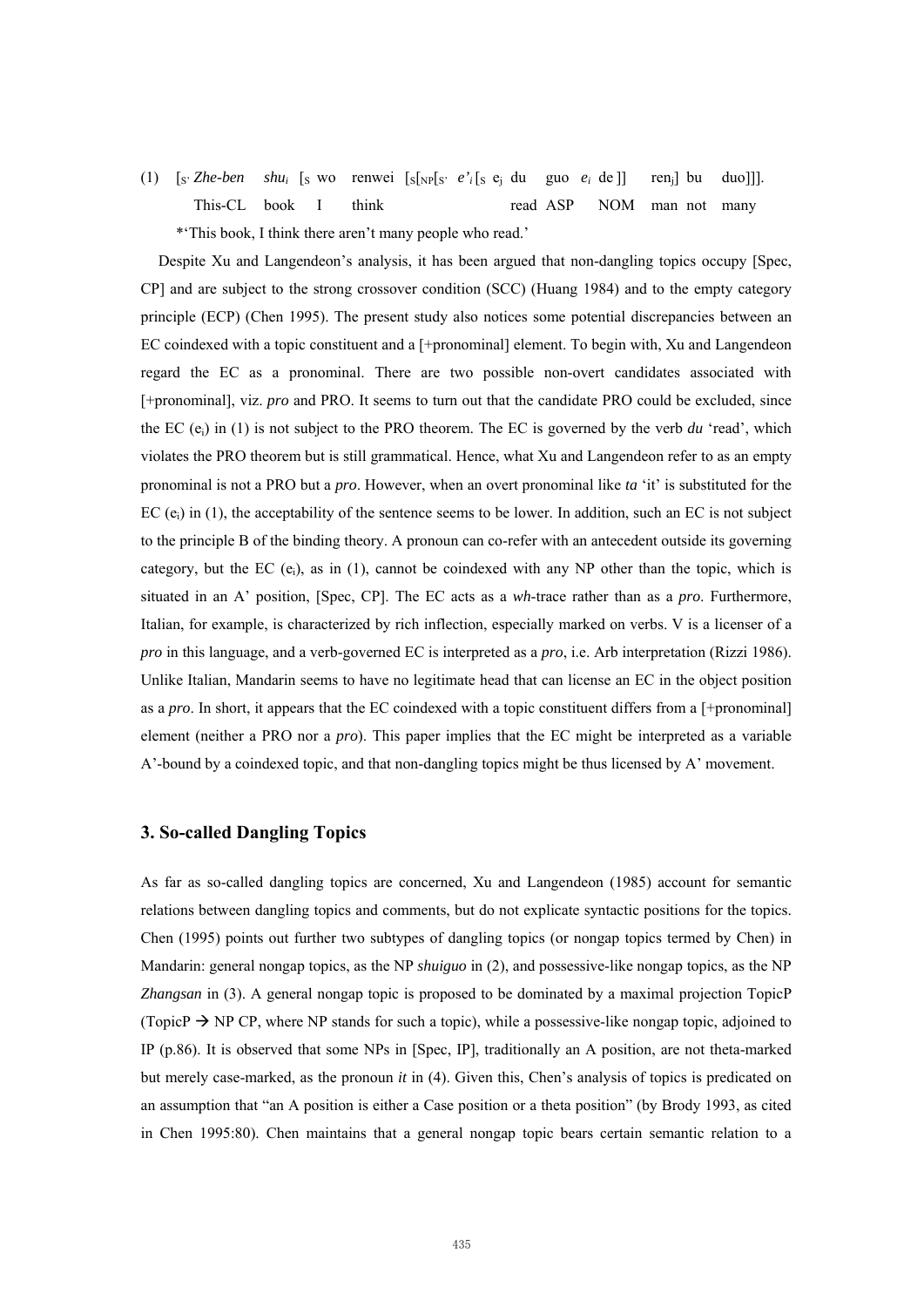(1) [$_{S'}$ *Zhe-ben* *shu$_i$* [$_S$ wo renwei [$_S$[$_{NP}$[$_{S'}$ *e'$_i$* [$_S$ e$_j$ du guo *e$_i$* de ]] ren$_j$] bu duo]]].
This-CL book I think read ASP NOM man not many
*'This book, I think there aren't many people who read.'

Despite Xu and Langendeon's analysis, it has been argued that non-dangling topics occupy [Spec, CP] and are subject to the strong crossover condition (SCC) (Huang 1984) and to the empty category principle (ECP) (Chen 1995). The present study also notices some potential discrepancies between an EC coindexed with a topic constituent and a [+pronominal] element. To begin with, Xu and Langendeon regard the EC as a pronominal. There are two possible non-overt candidates associated with [+pronominal], viz. *pro* and PRO. It seems to turn out that the candidate PRO could be excluded, since the EC ($e_i$) in (1) is not subject to the PRO theorem. The EC is governed by the verb *du* 'read', which violates the PRO theorem but is still grammatical. Hence, what Xu and Langendeon refer to as an empty pronominal is not a PRO but a *pro*. However, when an overt pronominal like *ta* 'it' is substituted for the EC ($e_i$) in (1), the acceptability of the sentence seems to be lower. In addition, such an EC is not subject to the principle B of the binding theory. A pronoun can co-refer with an antecedent outside its governing category, but the EC ($e_i$), as in (1), cannot be coindexed with any NP other than the topic, which is situated in an A' position, [Spec, CP]. The EC acts as a *wh*-trace rather than as a *pro*. Furthermore, Italian, for example, is characterized by rich inflection, especially marked on verbs. V is a licenser of a *pro* in this language, and a verb-governed EC is interpreted as a *pro*, i.e. Arb interpretation (Rizzi 1986). Unlike Italian, Mandarin seems to have no legitimate head that can license an EC in the object position as a *pro*. In short, it appears that the EC coindexed with a topic constituent differs from a [+pronominal] element (neither a PRO nor a *pro*). This paper implies that the EC might be interpreted as a variable A'-bound by a coindexed topic, and that non-dangling topics might be thus licensed by A' movement.

## 3. So-called Dangling Topics

As far as so-called dangling topics are concerned, Xu and Langendeon (1985) account for semantic relations between dangling topics and comments, but do not explicate syntactic positions for the topics. Chen (1995) points out further two subtypes of dangling topics (or nongap topics termed by Chen) in Mandarin: general nongap topics, as the NP *shuiguo* in (2), and possessive-like nongap topics, as the NP *Zhangsan* in (3). A general nongap topic is proposed to be dominated by a maximal projection TopicP (TopicP → NP CP, where NP stands for such a topic), while a possessive-like nongap topic, adjoined to IP (p.86). It is observed that some NPs in [Spec, IP], traditionally an A position, are not theta-marked but merely case-marked, as the pronoun *it* in (4). Given this, Chen's analysis of topics is predicated on an assumption that "an A position is either a Case position or a theta position" (by Brody 1993, as cited in Chen 1995:80). Chen maintains that a general nongap topic bears certain semantic relation to a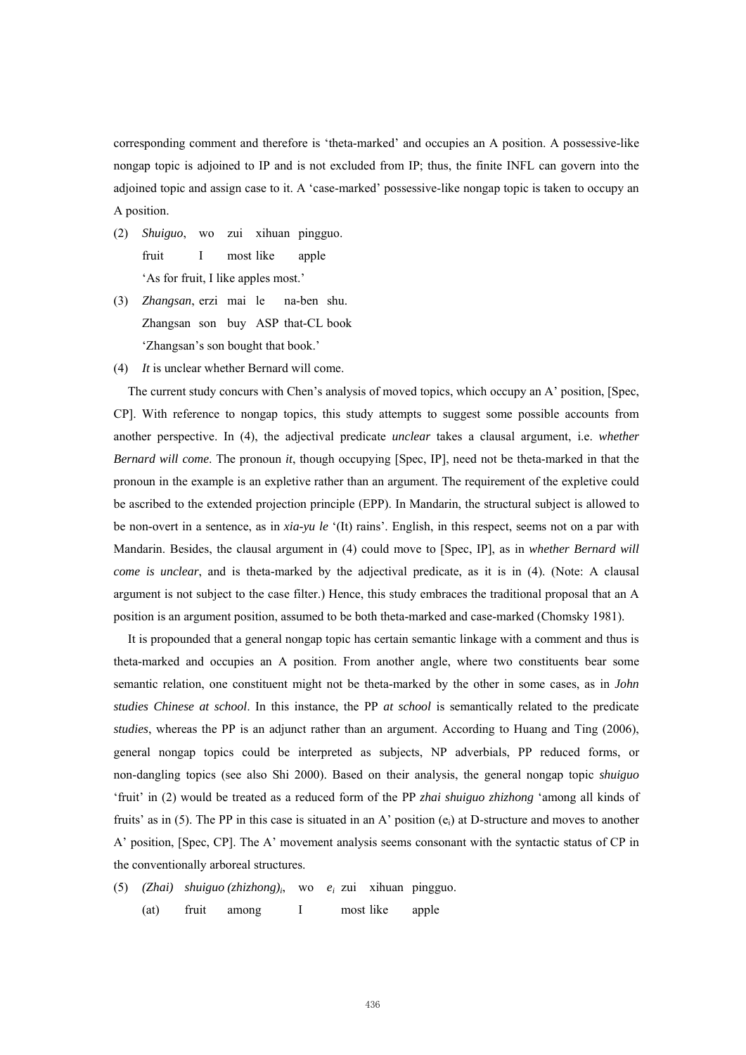corresponding comment and therefore is 'theta-marked' and occupies an A position. A possessive-like nongap topic is adjoined to IP and is not excluded from IP; thus, the finite INFL can govern into the adjoined topic and assign case to it. A 'case-marked' possessive-like nongap topic is taken to occupy an A position.

(2) *Shuiguo*, wo zui xihuan pingguo.
    fruit I most like apple
    'As for fruit, I like apples most.'

(3) *Zhangsan*, erzi mai le na-ben shu.
    Zhangsan son buy ASP that-CL book
    'Zhangsan's son bought that book.'

(4) *It* is unclear whether Bernard will come.

The current study concurs with Chen's analysis of moved topics, which occupy an A' position, [Spec, CP]. With reference to nongap topics, this study attempts to suggest some possible accounts from another perspective. In (4), the adjectival predicate *unclear* takes a clausal argument, i.e. *whether Bernard will come*. The pronoun *it*, though occupying [Spec, IP], need not be theta-marked in that the pronoun in the example is an expletive rather than an argument. The requirement of the expletive could be ascribed to the extended projection principle (EPP). In Mandarin, the structural subject is allowed to be non-overt in a sentence, as in *xia-yu le* '(It) rains'. English, in this respect, seems not on a par with Mandarin. Besides, the clausal argument in (4) could move to [Spec, IP], as in *whether Bernard will come is unclear*, and is theta-marked by the adjectival predicate, as it is in (4). (Note: A clausal argument is not subject to the case filter.) Hence, this study embraces the traditional proposal that an A position is an argument position, assumed to be both theta-marked and case-marked (Chomsky 1981).

It is propounded that a general nongap topic has certain semantic linkage with a comment and thus is theta-marked and occupies an A position. From another angle, where two constituents bear some semantic relation, one constituent might not be theta-marked by the other in some cases, as in *John studies Chinese at school*. In this instance, the PP *at school* is semantically related to the predicate *studies*, whereas the PP is an adjunct rather than an argument. According to Huang and Ting (2006), general nongap topics could be interpreted as subjects, NP adverbials, PP reduced forms, or non-dangling topics (see also Shi 2000). Based on their analysis, the general nongap topic *shuiguo* 'fruit' in (2) would be treated as a reduced form of the PP *zhai shuiguo zhizhong* 'among all kinds of fruits' as in (5). The PP in this case is situated in an A' position ($e_i$) at D-structure and moves to another A' position, [Spec, CP]. The A' movement analysis seems consonant with the syntactic status of CP in the conventionally arboreal structures.

(5) *(Zhai) shuiguo (zhizhong)$_i$*, wo *$e_i$* zui xihuan pingguo.
    (at) fruit among I most like apple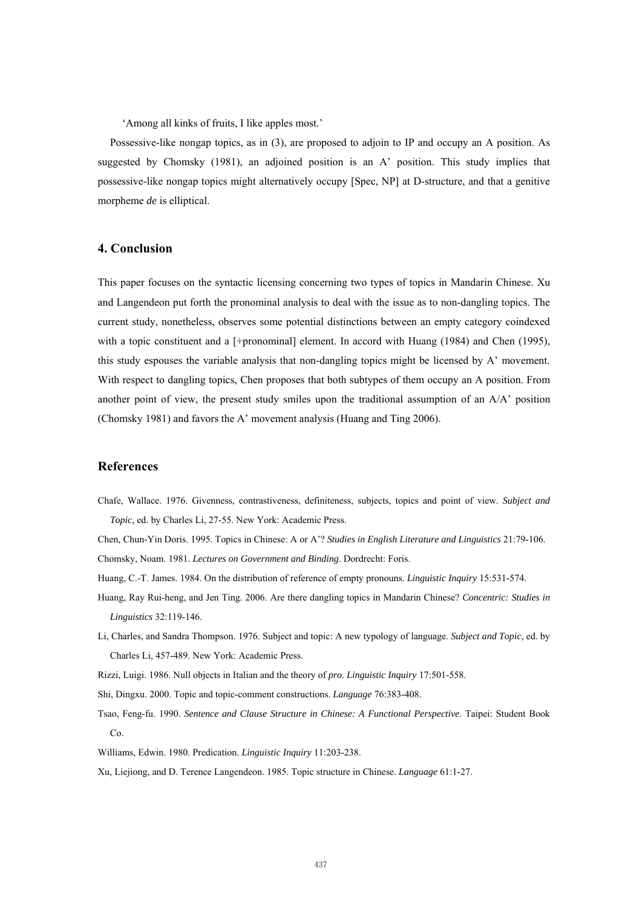'Among all kinks of fruits, I like apples most.'

Possessive-like nongap topics, as in (3), are proposed to adjoin to IP and occupy an A position. As suggested by Chomsky (1981), an adjoined position is an A' position. This study implies that possessive-like nongap topics might alternatively occupy [Spec, NP] at D-structure, and that a genitive morpheme *de* is elliptical.

## 4. Conclusion

This paper focuses on the syntactic licensing concerning two types of topics in Mandarin Chinese. Xu and Langendeon put forth the pronominal analysis to deal with the issue as to non-dangling topics. The current study, nonetheless, observes some potential distinctions between an empty category coindexed with a topic constituent and a [+pronominal] element. In accord with Huang (1984) and Chen (1995), this study espouses the variable analysis that non-dangling topics might be licensed by A' movement. With respect to dangling topics, Chen proposes that both subtypes of them occupy an A position. From another point of view, the present study smiles upon the traditional assumption of an A/A' position (Chomsky 1981) and favors the A' movement analysis (Huang and Ting 2006).

## References

Chafe, Wallace. 1976. Givenness, contrastiveness, definiteness, subjects, topics and point of view. *Subject and Topic*, ed. by Charles Li, 27-55. New York: Academic Press.

Chen, Chun-Yin Doris. 1995. Topics in Chinese: A or A'? *Studies in English Literature and Linguistics* 21:79-106.

Chomsky, Noam. 1981. *Lectures on Government and Binding*. Dordrecht: Foris.

Huang, C.-T. James. 1984. On the distribution of reference of empty pronouns. *Linguistic Inquiry* 15:531-574.

Huang, Ray Rui-heng, and Jen Ting. 2006. Are there dangling topics in Mandarin Chinese? *Concentric: Studies in Linguistics* 32:119-146.

Li, Charles, and Sandra Thompson. 1976. Subject and topic: A new typology of language. *Subject and Topic*, ed. by Charles Li, 457-489. New York: Academic Press.

Rizzi, Luigi. 1986. Null objects in Italian and the theory of *pro*. *Linguistic Inquiry* 17:501-558.

Shi, Dingxu. 2000. Topic and topic-comment constructions. *Language* 76:383-408.

Tsao, Feng-fu. 1990. *Sentence and Clause Structure in Chinese: A Functional Perspective*. Taipei: Student Book Co.

Williams, Edwin. 1980. Predication. *Linguistic Inquiry* 11:203-238.

Xu, Liejiong, and D. Terence Langendeon. 1985. Topic structure in Chinese. *Language* 61:1-27.